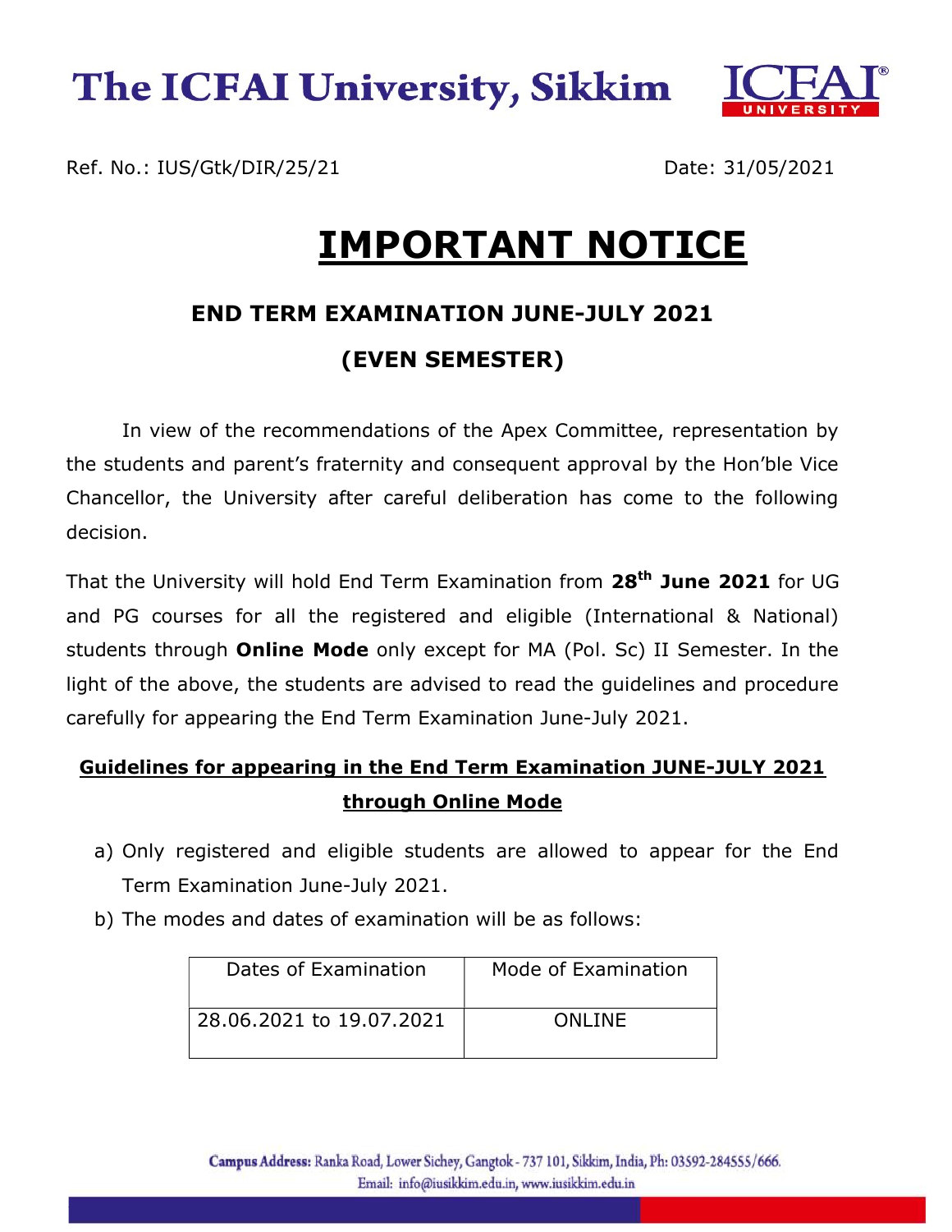# The ICFAI University, Sikkim

Ref. No.: IUS/Gtk/DIR/25/21

Date: 31/05/2021

# IMPORTANT NOTICE

## END TERM EXAMINATION JUNE-JULY 2021

## (EVEN SEMESTER)

In view of the recommendations of the Apex Committee, representation by the students and parent's fraternity and consequent approval by the Hon'ble Vice Chancellor, the University after careful deliberation has come to the following decision.

That the University will hold End Term Examination from **28th June 2021** for UG and PG courses for all the registered and eligible (International & National) students through **Online Mode** only except for MA (Pol. Sc) II Semester. In the light of the above, the students are advised to read the guidelines and procedure carefully for appearing the End Term Examination June-July 2021.

**Guidelines for appearing in the End Term Examination JUNE-JULY 2021 through Online Mode**

a) Only registered and eligible students are allowed to appear for the End Term Examination June-July 2021.

b) The modes and dates of examination will be as follows:

| Dates of Examination | Mode of Examination |
|---|---|
| 28.06.2021 to 19.07.2021 | ONLINE |

Campus Address: Ranka Road, Lower Sichey, Gangtok - 737 101, Sikkim, India, Ph: 03592-284555/666.
Email: info@iusikkim.edu.in, www.iusikkim.edu.in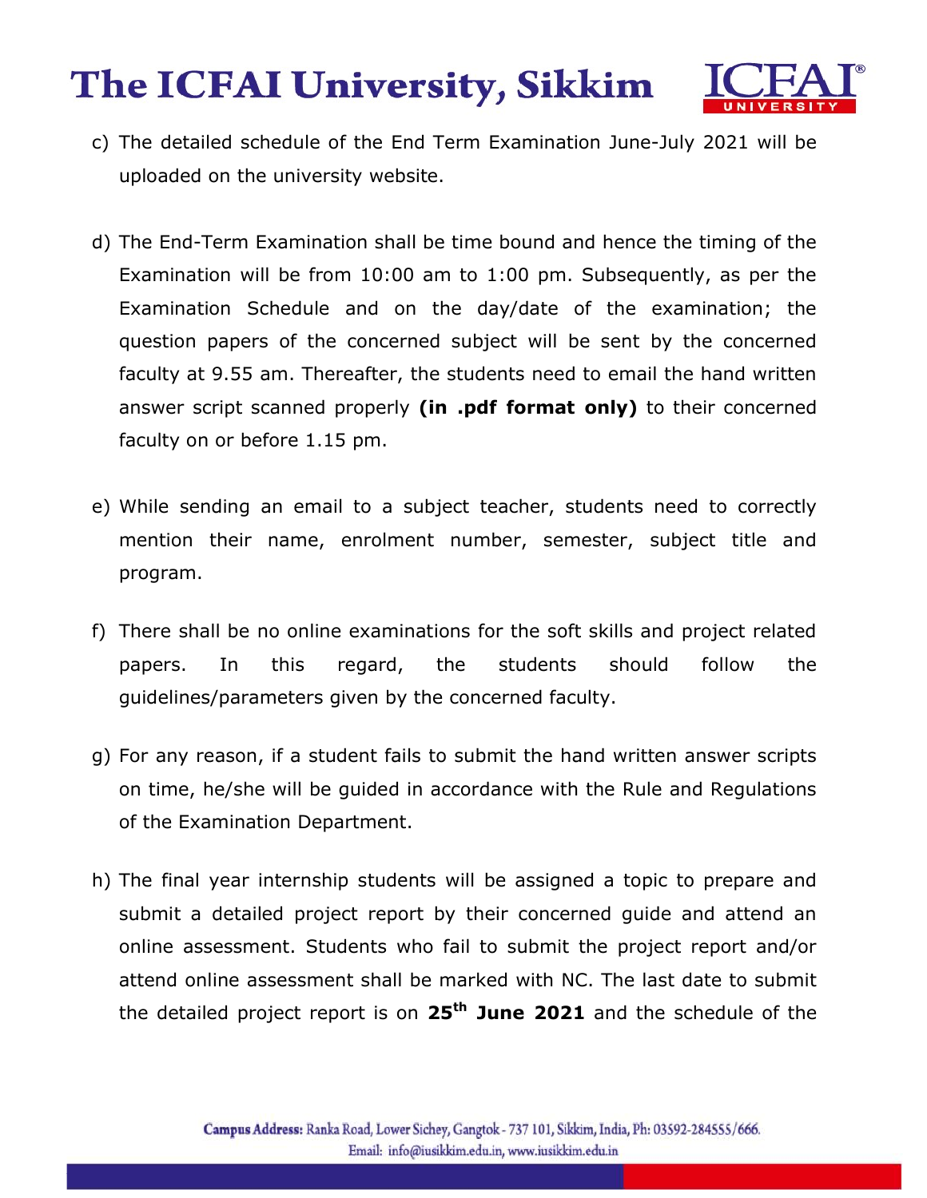c) The detailed schedule of the End Term Examination June-July 2021 will be uploaded on the university website.

d) The End-Term Examination shall be time bound and hence the timing of the Examination will be from 10:00 am to 1:00 pm. Subsequently, as per the Examination Schedule and on the day/date of the examination; the question papers of the concerned subject will be sent by the concerned faculty at 9.55 am. Thereafter, the students need to email the hand written answer script scanned properly **(in .pdf format only)** to their concerned faculty on or before 1.15 pm.

e) While sending an email to a subject teacher, students need to correctly mention their name, enrolment number, semester, subject title and program.

f) There shall be no online examinations for the soft skills and project related papers. In this regard, the students should follow the guidelines/parameters given by the concerned faculty.

g) For any reason, if a student fails to submit the hand written answer scripts on time, he/she will be guided in accordance with the Rule and Regulations of the Examination Department.

h) The final year internship students will be assigned a topic to prepare and submit a detailed project report by their concerned guide and attend an online assessment. Students who fail to submit the project report and/or attend online assessment shall be marked with NC. The last date to submit the detailed project report is on **25th June 2021** and the schedule of the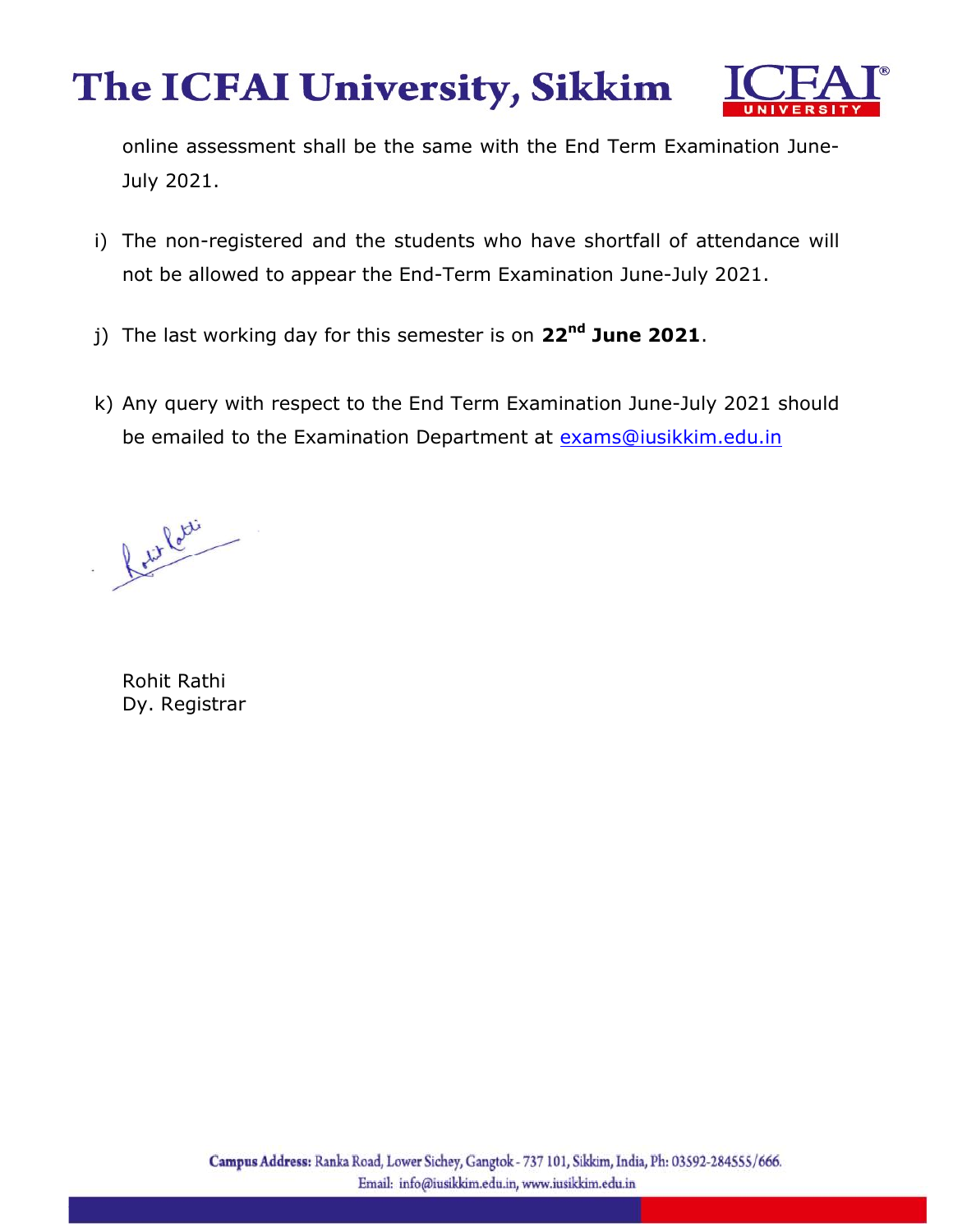online assessment shall be the same with the End Term Examination June-July 2021.

i) The non-registered and the students who have shortfall of attendance will not be allowed to appear the End-Term Examination June-July 2021.

j) The last working day for this semester is on **22nd June 2021**.

k) Any query with respect to the End Term Examination June-July 2021 should be emailed to the Examination Department at exams@iusikkim.edu.in

Rohit Rathi
Dy. Registrar